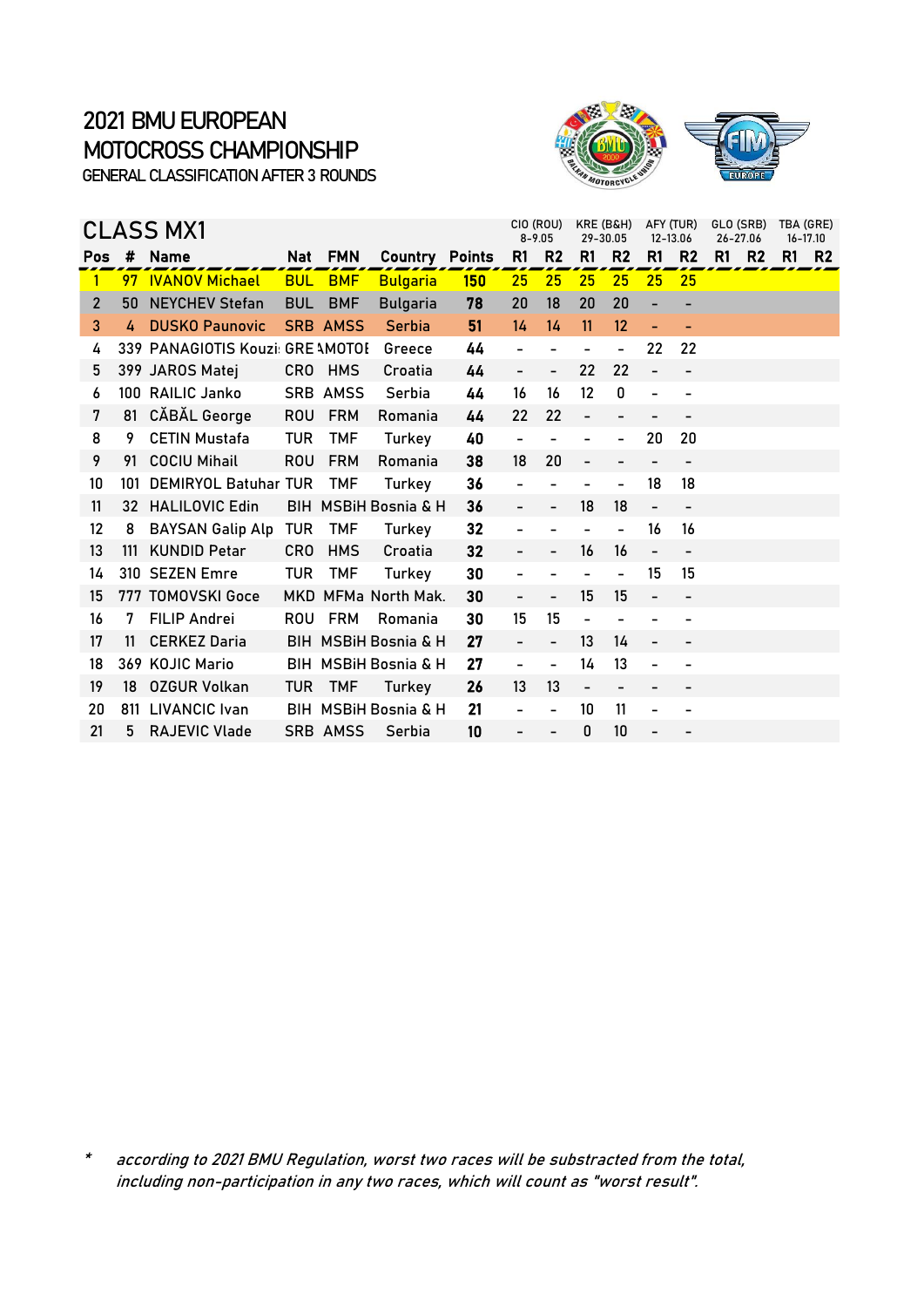# 2021 BMU EUROPEAN MOTOCROSS CHAMPIONSHIP

GENERAL CLASSIFICATION AFTER 3 ROUNDS

## CLASS MX1

| | | | | | | | CIO (ROU) 8-9.05 | | KRE (B&H) 29-30.05 | | AFY (TUR) 12-13.06 | | GLO (SRB) 26-27.06 | | TBA (GRE) 16-17.10 | |
|---|---|---|---|---|---|---|---|---|---|---|---|---|---|---|---|---|
| Pos | # | Name | Nat | FMN | Country | Points | R1 | R2 | R1 | R2 | R1 | R2 | R1 | R2 | R1 | R2 |
| 1 | 97 | IVANOV Michael | BUL | BMF | Bulgaria | 150 | 25 | 25 | 25 | 25 | 25 | 25 | | | | |
| 2 | 50 | NEYCHEV Stefan | BUL | BMF | Bulgaria | 78 | 20 | 18 | 20 | 20 | - | - | | | | |
| 3 | 4 | DUSKO Paunovic | SRB | AMSS | Serbia | 51 | 14 | 14 | 11 | 12 | - | - | | | | |
| 4 | 339 | PANAGIOTIS Kouzi | GRE | AMOTOE | Greece | 44 | - | - | - | - | 22 | 22 | | | | |
| 5 | 399 | JAROS Matej | CRO | HMS | Croatia | 44 | - | - | 22 | 22 | - | - | | | | |
| 6 | 100 | RAILIC Janko | SRB | AMSS | Serbia | 44 | 16 | 16 | 12 | 0 | - | - | | | | |
| 7 | 81 | CĂBĂL George | ROU | FRM | Romania | 44 | 22 | 22 | - | - | - | - | | | | |
| 8 | 9 | CETIN Mustafa | TUR | TMF | Turkey | 40 | - | - | - | - | 20 | 20 | | | | |
| 9 | 91 | COCIU Mihail | ROU | FRM | Romania | 38 | 18 | 20 | - | - | - | - | | | | |
| 10 | 101 | DEMIRYOL Batuhar | TUR | TMF | Turkey | 36 | - | - | - | - | 18 | 18 | | | | |
| 11 | 32 | HALILOVIC Edin | BIH | MSBiH | Bosnia & H | 36 | - | - | 18 | 18 | - | - | | | | |
| 12 | 8 | BAYSAN Galip Alp | TUR | TMF | Turkey | 32 | - | - | - | - | 16 | 16 | | | | |
| 13 | 111 | KUNDID Petar | CRO | HMS | Croatia | 32 | - | - | 16 | 16 | - | - | | | | |
| 14 | 310 | SEZEN Emre | TUR | TMF | Turkey | 30 | - | - | - | - | 15 | 15 | | | | |
| 15 | 777 | TOMOVSKI Goce | MKD | MFMa | North Mak. | 30 | - | - | 15 | 15 | - | - | | | | |
| 16 | 7 | FILIP Andrei | ROU | FRM | Romania | 30 | 15 | 15 | - | - | - | - | | | | |
| 17 | 11 | CERKEZ Daria | BIH | MSBiH | Bosnia & H | 27 | - | - | 13 | 14 | - | - | | | | |
| 18 | 369 | KOJIC Mario | BIH | MSBiH | Bosnia & H | 27 | - | - | 14 | 13 | - | - | | | | |
| 19 | 18 | OZGUR Volkan | TUR | TMF | Turkey | 26 | 13 | 13 | - | - | - | - | | | | |
| 20 | 811 | LIVANCIC Ivan | BIH | MSBiH | Bosnia & H | 21 | - | - | 10 | 11 | - | - | | | | |
| 21 | 5 | RAJEVIC Vlade | SRB | AMSS | Serbia | 10 | - | - | 0 | 10 | - | - | | | | |

* *according to 2021 BMU Regulation, worst two races will be substracted from the total, including non-participation in any two races, which will count as "worst result".*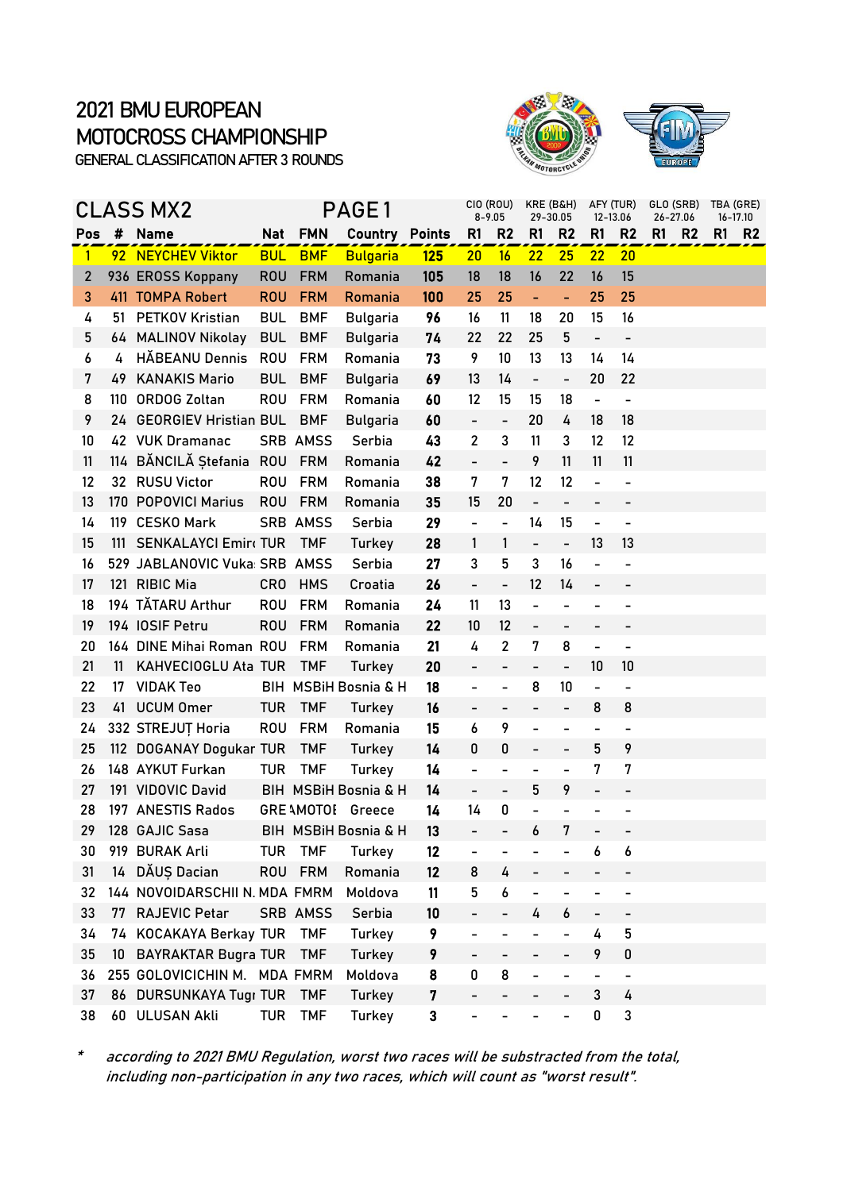# 2021 BMU EUROPEAN MOTOCROSS CHAMPIONSHIP

GENERAL CLASSIFICATION AFTER 3 ROUNDS

## CLASS MX2 — PAGE 1

| | | | | | | | CIO (ROU) 8-9.05 | | KRE (B&H) 29-30.05 | | AFY (TUR) 12-13.06 | | GLO (SRB) 26-27.06 | | TBA (GRE) 16-17.10 | |
|---|---|---|---|---|---|---|---|---|---|---|---|---|---|---|---|---|
| Pos | # | Name | Nat | FMN | Country | Points | R1 | R2 | R1 | R2 | R1 | R2 | R1 | R2 | R1 | R2 |
| 1 | 92 | NEYCHEV Viktor | BUL | BMF | Bulgaria | 125 | 20 | 16 | 22 | 25 | 22 | 20 | | | | |
| 2 | 936 | EROSS Koppany | ROU | FRM | Romania | 105 | 18 | 18 | 16 | 22 | 16 | 15 | | | | |
| 3 | 411 | TOMPA Robert | ROU | FRM | Romania | 100 | 25 | 25 | - | - | 25 | 25 | | | | |
| 4 | 51 | PETKOV Kristian | BUL | BMF | Bulgaria | 96 | 16 | 11 | 18 | 20 | 15 | 16 | | | | |
| 5 | 64 | MALINOV Nikolay | BUL | BMF | Bulgaria | 74 | 22 | 22 | 25 | 5 | - | - | | | | |
| 6 | 4 | HĂBEANU Dennis | ROU | FRM | Romania | 73 | 9 | 10 | 13 | 13 | 14 | 14 | | | | |
| 7 | 49 | KANAKIS Mario | BUL | BMF | Bulgaria | 69 | 13 | 14 | - | - | 20 | 22 | | | | |
| 8 | 110 | ORDOG Zoltan | ROU | FRM | Romania | 60 | 12 | 15 | 15 | 18 | - | - | | | | |
| 9 | 24 | GEORGIEV Hristian | BUL | BMF | Bulgaria | 60 | - | - | 20 | 4 | 18 | 18 | | | | |
| 10 | 42 | VUK Dramanac | SRB | AMSS | Serbia | 43 | 2 | 3 | 11 | 3 | 12 | 12 | | | | |
| 11 | 114 | BĂNCILĂ Ștefania | ROU | FRM | Romania | 42 | - | - | 9 | 11 | 11 | 11 | | | | |
| 12 | 32 | RUSU Victor | ROU | FRM | Romania | 38 | 7 | 7 | 12 | 12 | - | - | | | | |
| 13 | 170 | POPOVICI Marius | ROU | FRM | Romania | 35 | 15 | 20 | - | - | - | - | | | | |
| 14 | 119 | CESKO Mark | SRB | AMSS | Serbia | 29 | - | - | 14 | 15 | - | - | | | | |
| 15 | 111 | SENKALAYCI Emir | TUR | TMF | Turkey | 28 | 1 | 1 | - | - | 13 | 13 | | | | |
| 16 | 529 | JABLANOVIC Vuka | SRB | AMSS | Serbia | 27 | 3 | 5 | 3 | 16 | - | - | | | | |
| 17 | 121 | RIBIC Mia | CRO | HMS | Croatia | 26 | - | - | 12 | 14 | - | - | | | | |
| 18 | 194 | TĂTARU Arthur | ROU | FRM | Romania | 24 | 11 | 13 | - | - | - | - | | | | |
| 19 | 194 | IOSIF Petru | ROU | FRM | Romania | 22 | 10 | 12 | - | - | - | - | | | | |
| 20 | 164 | DINE Mihai Roman | ROU | FRM | Romania | 21 | 4 | 2 | 7 | 8 | - | - | | | | |
| 21 | 11 | KAHVECIOGLU Ata | TUR | TMF | Turkey | 20 | - | - | - | - | 10 | 10 | | | | |
| 22 | 17 | VIDAK Teo | BIH | MSBiH | Bosnia & H | 18 | - | - | 8 | 10 | - | - | | | | |
| 23 | 41 | UCUM Omer | TUR | TMF | Turkey | 16 | - | - | - | - | 8 | 8 | | | | |
| 24 | 332 | STREJUȚ Horia | ROU | FRM | Romania | 15 | 6 | 9 | - | - | - | - | | | | |
| 25 | 112 | DOGANAY Dogukan | TUR | TMF | Turkey | 14 | 0 | 0 | - | - | 5 | 9 | | | | |
| 26 | 148 | AYKUT Furkan | TUR | TMF | Turkey | 14 | - | - | - | - | 7 | 7 | | | | |
| 27 | 191 | VIDOVIC David | BIH | MSBiH | Bosnia & H | 14 | - | - | 5 | 9 | - | - | | | | |
| 28 | 197 | ANESTIS Rados | GRE | AMOTOE | Greece | 14 | 14 | 0 | - | - | - | - | | | | |
| 29 | 128 | GAJIC Sasa | BIH | MSBiH | Bosnia & H | 13 | - | - | 6 | 7 | - | - | | | | |
| 30 | 919 | BURAK Arli | TUR | TMF | Turkey | 12 | - | - | - | - | 6 | 6 | | | | |
| 31 | 14 | DĂUȘ Dacian | ROU | FRM | Romania | 12 | 8 | 4 | - | - | - | - | | | | |
| 32 | 144 | NOVOIDARSCHII N. | MDA | FMRM | Moldova | 11 | 5 | 6 | - | - | - | - | | | | |
| 33 | 77 | RAJEVIC Petar | SRB | AMSS | Serbia | 10 | - | - | 4 | 6 | - | - | | | | |
| 34 | 74 | KOCAKAYA Berkay | TUR | TMF | Turkey | 9 | - | - | - | - | 4 | 5 | | | | |
| 35 | 10 | BAYRAKTAR Bugra | TUR | TMF | Turkey | 9 | - | - | - | - | 9 | 0 | | | | |
| 36 | 255 | GOLOVICICHIN M. | MDA | FMRM | Moldova | 8 | 0 | 8 | - | - | - | - | | | | |
| 37 | 86 | DURSUNKAYA Tugr | TUR | TMF | Turkey | 7 | - | - | - | - | 3 | 4 | | | | |
| 38 | 60 | ULUSAN Akli | TUR | TMF | Turkey | 3 | - | - | - | - | 0 | 3 | | | | |

\* *according to 2021 BMU Regulation, worst two races will be substracted from the total, including non-participation in any two races, which will count as "worst result".*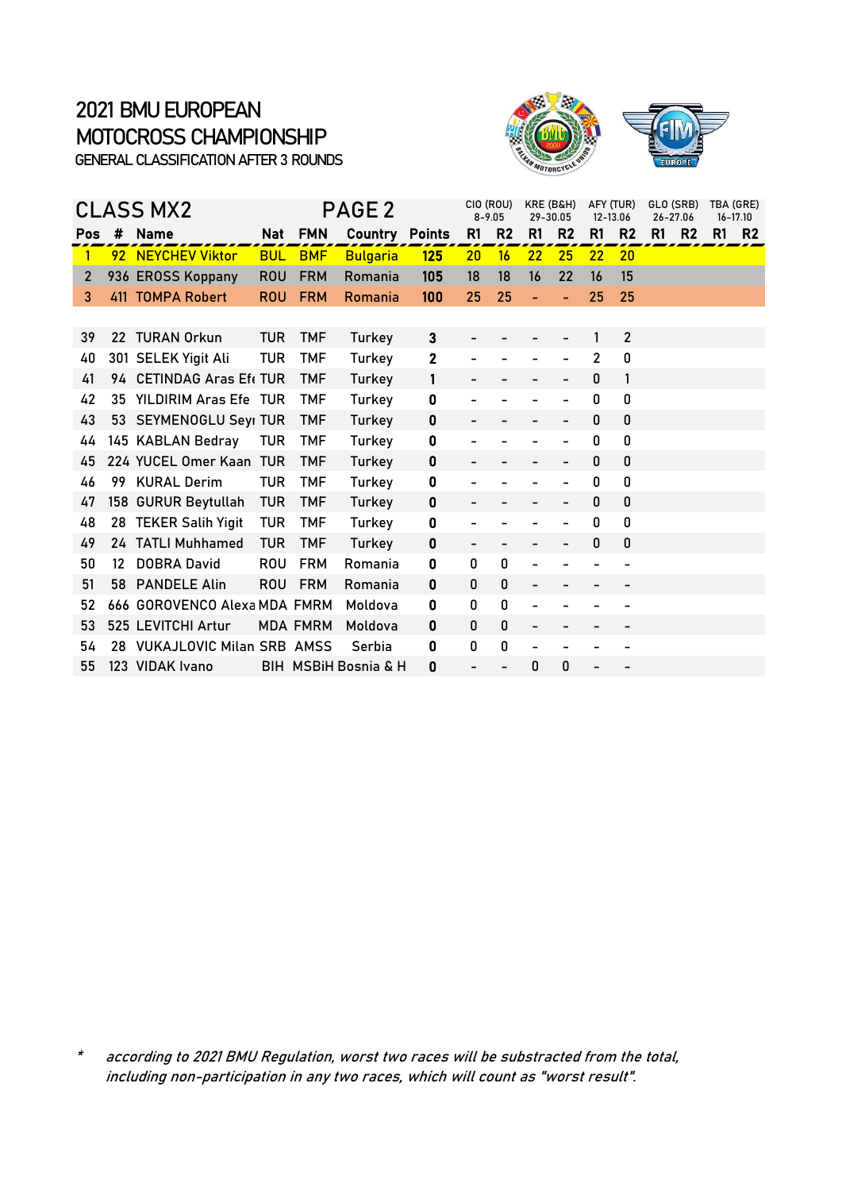# 2021 BMU EUROPEAN MOTOCROSS CHAMPIONSHIP

GENERAL CLASSIFICATION AFTER 3 ROUNDS

## CLASS MX2 — PAGE 2

| | | | | | | | CIO (ROU) 8-9.05 | | KRE (B&H) 29-30.05 | | AFY (TUR) 12-13.06 | | GLO (SRB) 26-27.06 | | TBA (GRE) 16-17.10 | |
|---|---|---|---|---|---|---|---|---|---|---|---|---|---|---|---|---|
| **Pos** | **#** | **Name** | **Nat** | **FMN** | **Country** | **Points** | **R1** | **R2** | **R1** | **R2** | **R1** | **R2** | **R1** | **R2** | **R1** | **R2** |
| 1 | 92 | NEYCHEV Viktor | BUL | BMF | Bulgaria | **125** | 20 | 16 | 22 | 25 | 22 | 20 | | | | |
| 2 | 936 | EROSS Koppany | ROU | FRM | Romania | **105** | 18 | 18 | 16 | 22 | 16 | 15 | | | | |
| 3 | 411 | TOMPA Robert | ROU | FRM | Romania | **100** | 25 | 25 | - | - | 25 | 25 | | | | |
| 39 | 22 | TURAN Orkun | TUR | TMF | Turkey | **3** | - | - | - | - | 1 | 2 | | | | |
| 40 | 301 | SELEK Yigit Ali | TUR | TMF | Turkey | **2** | - | - | - | - | 2 | 0 | | | | |
| 41 | 94 | CETINDAG Aras Efe | TUR | TMF | Turkey | **1** | - | - | - | - | 0 | 1 | | | | |
| 42 | 35 | YILDIRIM Aras Efe | TUR | TMF | Turkey | **0** | - | - | - | - | 0 | 0 | | | | |
| 43 | 53 | SEYMENOGLU Seyr | TUR | TMF | Turkey | **0** | - | - | - | - | 0 | 0 | | | | |
| 44 | 145 | KABLAN Bedray | TUR | TMF | Turkey | **0** | - | - | - | - | 0 | 0 | | | | |
| 45 | 224 | YUCEL Omer Kaan | TUR | TMF | Turkey | **0** | - | - | - | - | 0 | 0 | | | | |
| 46 | 99 | KURAL Derim | TUR | TMF | Turkey | **0** | - | - | - | - | 0 | 0 | | | | |
| 47 | 158 | GURUR Beytullah | TUR | TMF | Turkey | **0** | - | - | - | - | 0 | 0 | | | | |
| 48 | 28 | TEKER Salih Yigit | TUR | TMF | Turkey | **0** | - | - | - | - | 0 | 0 | | | | |
| 49 | 24 | TATLI Muhhamed | TUR | TMF | Turkey | **0** | - | - | - | - | 0 | 0 | | | | |
| 50 | 12 | DOBRA David | ROU | FRM | Romania | **0** | 0 | 0 | - | - | - | - | | | | |
| 51 | 58 | PANDELE Alin | ROU | FRM | Romania | **0** | 0 | 0 | - | - | - | - | | | | |
| 52 | 666 | GOROVENCO Alexa | MDA | FMRM | Moldova | **0** | 0 | 0 | - | - | - | - | | | | |
| 53 | 525 | LEVITCHI Artur | MDA | FMRM | Moldova | **0** | 0 | 0 | - | - | - | - | | | | |
| 54 | 28 | VUKAJLOVIC Milan | SRB | AMSS | Serbia | **0** | 0 | 0 | - | - | - | - | | | | |
| 55 | 123 | VIDAK Ivano | BIH | MSBiH | Bosnia & H | **0** | - | - | 0 | 0 | - | - | | | | |

\* *according to 2021 BMU Regulation, worst two races will be substracted from the total, including non-participation in any two races, which will count as "worst result".*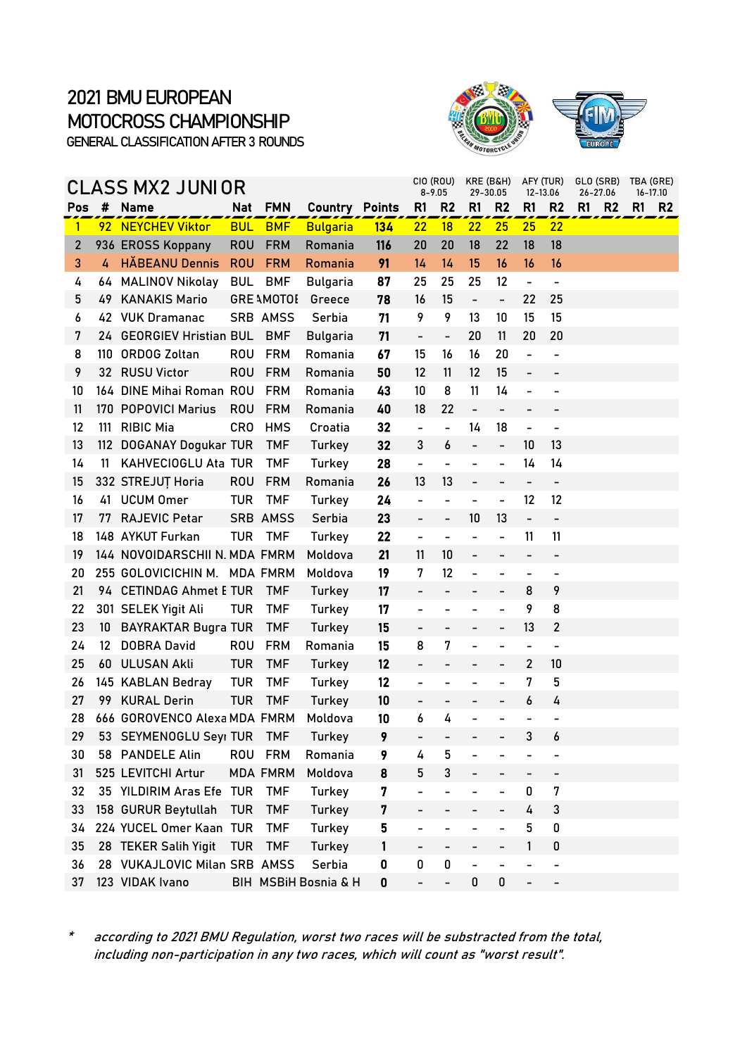# 2021 BMU EUROPEAN MOTOCROSS CHAMPIONSHIP

GENERAL CLASSIFICATION AFTER 3 ROUNDS

## CLASS MX2 JUNIOR

| | | | | | | | CIO (ROU) 8-9.05 | | KRE (B&H) 29-30.05 | | AFY (TUR) 12-13.06 | | GLO (SRB) 26-27.06 | | TBA (GRE) 16-17.10 | |
|---|---|---|---|---|---|---|---|---|---|---|---|---|---|---|---|---|
| **Pos** | **#** | **Name** | **Nat** | **FMN** | **Country** | **Points** | **R1** | **R2** | **R1** | **R2** | **R1** | **R2** | **R1** | **R2** | **R1** | **R2** |
| 1 | 92 | NEYCHEV Viktor | BUL | BMF | Bulgaria | **134** | 22 | 18 | 22 | 25 | 25 | 22 | | | | |
| 2 | 936 | EROSS Koppany | ROU | FRM | Romania | **116** | 20 | 20 | 18 | 22 | 18 | 18 | | | | |
| 3 | 4 | HĂBEANU Dennis | ROU | FRM | Romania | **91** | 14 | 14 | 15 | 16 | 16 | 16 | | | | |
| 4 | 64 | MALINOV Nikolay | BUL | BMF | Bulgaria | **87** | 25 | 25 | 25 | 12 | - | - | | | | |
| 5 | 49 | KANAKIS Mario | GRE | AMOTOE | Greece | **78** | 16 | 15 | - | - | 22 | 25 | | | | |
| 6 | 42 | VUK Dramanac | SRB | AMSS | Serbia | **71** | 9 | 9 | 13 | 10 | 15 | 15 | | | | |
| 7 | 24 | GEORGIEV Hristian | BUL | BMF | Bulgaria | **71** | - | - | 20 | 11 | 20 | 20 | | | | |
| 8 | 110 | ORDOG Zoltan | ROU | FRM | Romania | **67** | 15 | 16 | 16 | 20 | - | - | | | | |
| 9 | 32 | RUSU Victor | ROU | FRM | Romania | **50** | 12 | 11 | 12 | 15 | - | - | | | | |
| 10 | 164 | DINE Mihai Roman | ROU | FRM | Romania | **43** | 10 | 8 | 11 | 14 | - | - | | | | |
| 11 | 170 | POPOVICI Marius | ROU | FRM | Romania | **40** | 18 | 22 | - | - | - | - | | | | |
| 12 | 111 | RIBIC Mia | CRO | HMS | Croatia | **32** | - | - | 14 | 18 | - | - | | | | |
| 13 | 112 | DOGANAY Dogukan | TUR | TMF | Turkey | **32** | 3 | 6 | - | - | 10 | 13 | | | | |
| 14 | 11 | KAHVECIOGLU Ata | TUR | TMF | Turkey | **28** | - | - | - | - | 14 | 14 | | | | |
| 15 | 332 | STREJUȚ Horia | ROU | FRM | Romania | **26** | 13 | 13 | - | - | - | - | | | | |
| 16 | 41 | UCUM Omer | TUR | TMF | Turkey | **24** | - | - | - | - | 12 | 12 | | | | |
| 17 | 77 | RAJEVIC Petar | SRB | AMSS | Serbia | **23** | - | - | 10 | 13 | - | - | | | | |
| 18 | 148 | AYKUT Furkan | TUR | TMF | Turkey | **22** | - | - | - | - | 11 | 11 | | | | |
| 19 | 144 | NOVOIDARSCHII N. | MDA | FMRM | Moldova | **21** | 11 | 10 | - | - | - | - | | | | |
| 20 | 255 | GOLOVICICHIN M. | MDA | FMRM | Moldova | **19** | 7 | 12 | - | - | - | - | | | | |
| 21 | 94 | CETINDAG Ahmet E | TUR | TMF | Turkey | **17** | - | - | - | - | 8 | 9 | | | | |
| 22 | 301 | SELEK Yigit Ali | TUR | TMF | Turkey | **17** | - | - | - | - | 9 | 8 | | | | |
| 23 | 10 | BAYRAKTAR Bugra | TUR | TMF | Turkey | **15** | - | - | - | - | 13 | 2 | | | | |
| 24 | 12 | DOBRA David | ROU | FRM | Romania | **15** | 8 | 7 | - | - | - | - | | | | |
| 25 | 60 | ULUSAN Akli | TUR | TMF | Turkey | **12** | - | - | - | - | 2 | 10 | | | | |
| 26 | 145 | KABLAN Bedray | TUR | TMF | Turkey | **12** | - | - | - | - | 7 | 5 | | | | |
| 27 | 99 | KURAL Derin | TUR | TMF | Turkey | **10** | - | - | - | - | 6 | 4 | | | | |
| 28 | 666 | GOROVENCO Alexa | MDA | FMRM | Moldova | **10** | 6 | 4 | - | - | - | - | | | | |
| 29 | 53 | SEYMENOGLU Seyı | TUR | TMF | Turkey | **9** | - | - | - | - | 3 | 6 | | | | |
| 30 | 58 | PANDELE Alin | ROU | FRM | Romania | **9** | 4 | 5 | - | - | - | - | | | | |
| 31 | 525 | LEVITCHI Artur | MDA | FMRM | Moldova | **8** | 5 | 3 | - | - | - | - | | | | |
| 32 | 35 | YILDIRIM Aras Efe | TUR | TMF | Turkey | **7** | - | - | - | - | 0 | 7 | | | | |
| 33 | 158 | GURUR Beytullah | TUR | TMF | Turkey | **7** | - | - | - | - | 4 | 3 | | | | |
| 34 | 224 | YUCEL Omer Kaan | TUR | TMF | Turkey | **5** | - | - | - | - | 5 | 0 | | | | |
| 35 | 28 | TEKER Salih Yigit | TUR | TMF | Turkey | **1** | - | - | - | - | 1 | 0 | | | | |
| 36 | 28 | VUKAJLOVIC Milan | SRB | AMSS | Serbia | **0** | 0 | 0 | - | - | - | - | | | | |
| 37 | 123 | VIDAK Ivano | BIH | MSBiH | Bosnia & H | **0** | - | - | 0 | 0 | - | - | | | | |

\* *according to 2021 BMU Regulation, worst two races will be substracted from the total, including non-participation in any two races, which will count as "worst result".*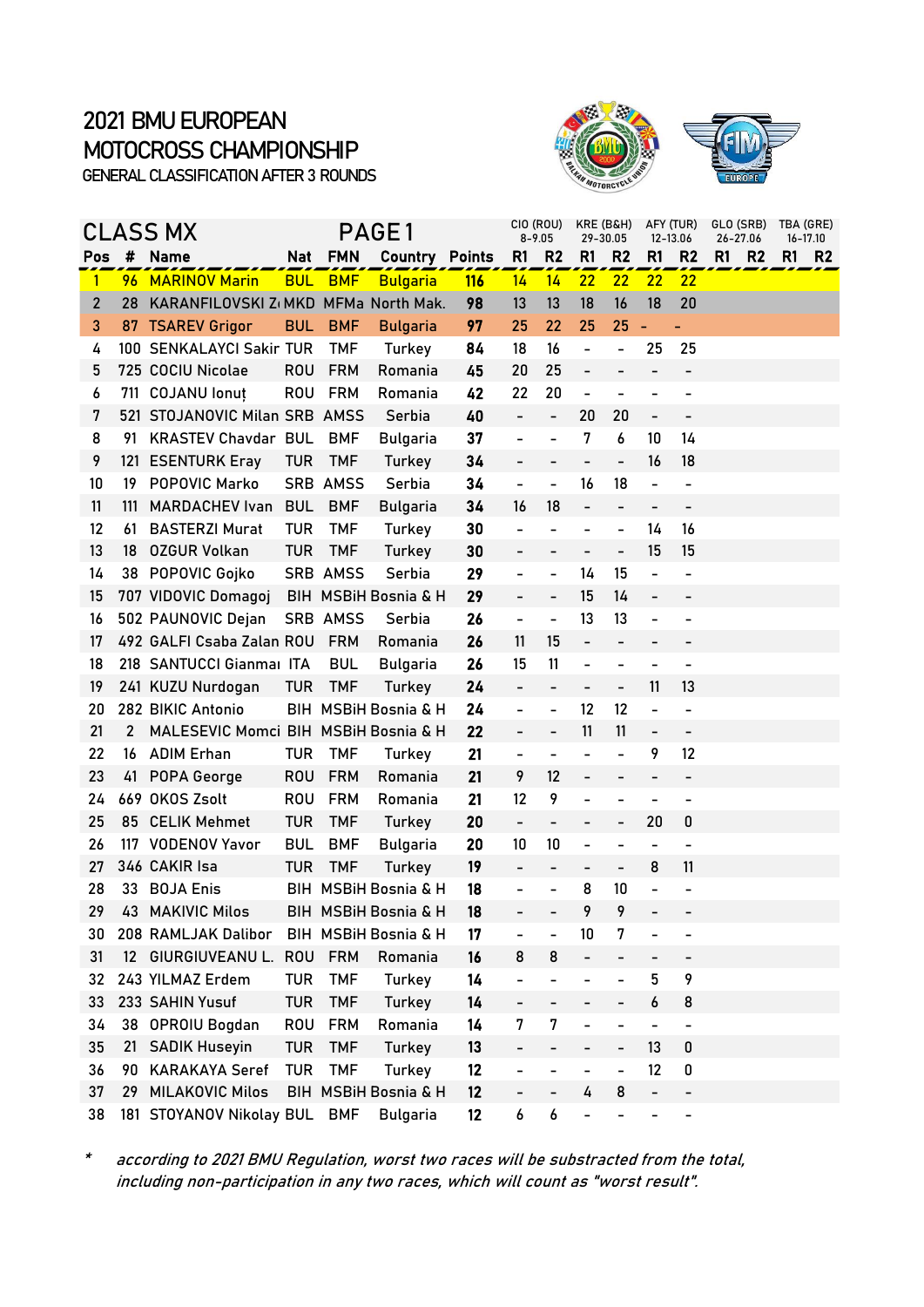# 2021 BMU EUROPEAN MOTOCROSS CHAMPIONSHIP

GENERAL CLASSIFICATION AFTER 3 ROUNDS

## CLASS MX PAGE 1

| Pos | # | Name | Nat | FMN | Country | Points | CIO (ROU) 8-9.05 | | KRE (B&H) 29-30.05 | | AFY (TUR) 12-13.06 | | GLO (SRB) 26-27.06 | | TBA (GRE) 16-17.10 | |
|---|---|---|---|---|---|---|---|---|---|---|---|---|---|---|---|---|
| | | | | | | | R1 | R2 | R1 | R2 | R1 | R2 | R1 | R2 | R1 | R2 |
| 1 | 96 | MARINOV Marin | BUL | BMF | Bulgaria | 116 | 14 | 14 | 22 | 22 | 22 | 22 | | | | |
| 2 | 28 | KARANFILOVSKI Z | MKD | MFMa | North Mak. | 98 | 13 | 13 | 18 | 16 | 18 | 20 | | | | |
| 3 | 87 | TSAREV Grigor | BUL | BMF | Bulgaria | 97 | 25 | 22 | 25 | 25 | - | - | | | | |
| 4 | 100 | SENKALAYCI Sakir | TUR | TMF | Turkey | 84 | 18 | 16 | - | - | 25 | 25 | | | | |
| 5 | 725 | COCIU Nicolae | ROU | FRM | Romania | 45 | 20 | 25 | - | - | - | - | | | | |
| 6 | 711 | COJANU Ionuț | ROU | FRM | Romania | 42 | 22 | 20 | - | - | - | - | | | | |
| 7 | 521 | STOJANOVIC Milan | SRB | AMSS | Serbia | 40 | - | - | 20 | 20 | - | - | | | | |
| 8 | 91 | KRASTEV Chavdar | BUL | BMF | Bulgaria | 37 | - | - | 7 | 6 | 10 | 14 | | | | |
| 9 | 121 | ESENTURK Eray | TUR | TMF | Turkey | 34 | - | - | - | - | 16 | 18 | | | | |
| 10 | 19 | POPOVIC Marko | SRB | AMSS | Serbia | 34 | - | - | 16 | 18 | - | - | | | | |
| 11 | 111 | MARDACHEV Ivan | BUL | BMF | Bulgaria | 34 | 16 | 18 | - | - | - | - | | | | |
| 12 | 61 | BASTERZI Murat | TUR | TMF | Turkey | 30 | - | - | - | - | 14 | 16 | | | | |
| 13 | 18 | OZGUR Volkan | TUR | TMF | Turkey | 30 | - | - | - | - | 15 | 15 | | | | |
| 14 | 38 | POPOVIC Gojko | SRB | AMSS | Serbia | 29 | - | - | 14 | 15 | - | - | | | | |
| 15 | 707 | VIDOVIC Domagoj | BIH | MSBiH | Bosnia & H | 29 | - | - | 15 | 14 | - | - | | | | |
| 16 | 502 | PAUNOVIC Dejan | SRB | AMSS | Serbia | 26 | - | - | 13 | 13 | - | - | | | | |
| 17 | 492 | GALFI Csaba Zalan | ROU | FRM | Romania | 26 | 11 | 15 | - | - | - | - | | | | |
| 18 | 218 | SANTUCCI Gianmai | ITA | BUL | Bulgaria | 26 | 15 | 11 | - | - | - | - | | | | |
| 19 | 241 | KUZU Nurdogan | TUR | TMF | Turkey | 24 | - | - | - | - | 11 | 13 | | | | |
| 20 | 282 | BIKIC Antonio | BIH | MSBiH | Bosnia & H | 24 | - | - | 12 | 12 | - | - | | | | |
| 21 | 2 | MALESEVIC Momci | BIH | MSBiH | Bosnia & H | 22 | - | - | 11 | 11 | - | - | | | | |
| 22 | 16 | ADIM Erhan | TUR | TMF | Turkey | 21 | - | - | - | - | 9 | 12 | | | | |
| 23 | 41 | POPA George | ROU | FRM | Romania | 21 | 9 | 12 | - | - | - | - | | | | |
| 24 | 669 | OKOS Zsolt | ROU | FRM | Romania | 21 | 12 | 9 | - | - | - | - | | | | |
| 25 | 85 | CELIK Mehmet | TUR | TMF | Turkey | 20 | - | - | - | - | 20 | 0 | | | | |
| 26 | 117 | VODENOV Yavor | BUL | BMF | Bulgaria | 20 | 10 | 10 | - | - | - | - | | | | |
| 27 | 346 | CAKIR Isa | TUR | TMF | Turkey | 19 | - | - | - | - | 8 | 11 | | | | |
| 28 | 33 | BOJA Enis | BIH | MSBiH | Bosnia & H | 18 | - | - | 8 | 10 | - | - | | | | |
| 29 | 43 | MAKIVIC Milos | BIH | MSBiH | Bosnia & H | 18 | - | - | 9 | 9 | - | - | | | | |
| 30 | 208 | RAMLJAK Dalibor | BIH | MSBiH | Bosnia & H | 17 | - | - | 10 | 7 | - | - | | | | |
| 31 | 12 | GIURGIUVEANU L. | ROU | FRM | Romania | 16 | 8 | 8 | - | - | - | - | | | | |
| 32 | 243 | YILMAZ Erdem | TUR | TMF | Turkey | 14 | - | - | - | - | 5 | 9 | | | | |
| 33 | 233 | SAHIN Yusuf | TUR | TMF | Turkey | 14 | - | - | - | - | 6 | 8 | | | | |
| 34 | 38 | OPROIU Bogdan | ROU | FRM | Romania | 14 | 7 | 7 | - | - | - | - | | | | |
| 35 | 21 | SADIK Huseyin | TUR | TMF | Turkey | 13 | - | - | - | - | 13 | 0 | | | | |
| 36 | 90 | KARAKAYA Seref | TUR | TMF | Turkey | 12 | - | - | - | - | 12 | 0 | | | | |
| 37 | 29 | MILAKOVIC Milos | BIH | MSBiH | Bosnia & H | 12 | - | - | 4 | 8 | - | - | | | | |
| 38 | 181 | STOYANOV Nikolay | BUL | BMF | Bulgaria | 12 | 6 | 6 | - | - | - | - | | | | |

\* *according to 2021 BMU Regulation, worst two races will be substracted from the total, including non-participation in any two races, which will count as "worst result".*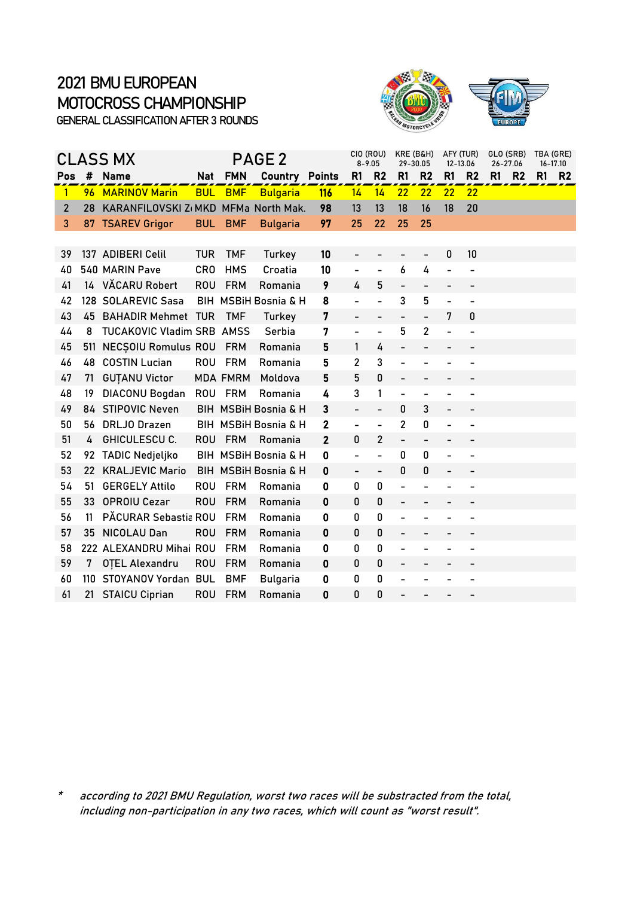# 2021 BMU EUROPEAN MOTOCROSS CHAMPIONSHIP

GENERAL CLASSIFICATION AFTER 3 ROUNDS

## CLASS MX — PAGE 2

| | | | | | | | CIO (ROU) 8-9.05 | | KRE (B&H) 29-30.05 | | AFY (TUR) 12-13.06 | | GLO (SRB) 26-27.06 | | TBA (GRE) 16-17.10 | |
|---|---|---|---|---|---|---|---|---|---|---|---|---|---|---|---|---|
| **Pos** | **#** | **Name** | **Nat** | **FMN** | **Country** | **Points** | **R1** | **R2** | **R1** | **R2** | **R1** | **R2** | **R1** | **R2** | **R1** | **R2** |
| 1 | 96 | MARINOV Marin | BUL | BMF | Bulgaria | **116** | 14 | 14 | 22 | 22 | 22 | 22 | | | | |
| 2 | 28 | KARANFILOVSKI Z | MKD | MFMa | North Mak. | **98** | 13 | 13 | 18 | 16 | 18 | 20 | | | | |
| 3 | 87 | TSAREV Grigor | BUL | BMF | Bulgaria | **97** | 25 | 22 | 25 | 25 | | | | | | |
| 39 | 137 | ADIBERI Celil | TUR | TMF | Turkey | **10** | - | - | - | - | 0 | 10 | | | | |
| 40 | 540 | MARIN Pave | CRO | HMS | Croatia | **10** | - | - | 6 | 4 | - | - | | | | |
| 41 | 14 | VĂCARU Robert | ROU | FRM | Romania | **9** | 4 | 5 | - | - | - | - | | | | |
| 42 | 128 | SOLAREVIC Sasa | BIH | MSBiH | Bosnia & H | **8** | - | - | 3 | 5 | - | - | | | | |
| 43 | 45 | BAHADIR Mehmet | TUR | TMF | Turkey | **7** | - | - | - | - | 7 | 0 | | | | |
| 44 | 8 | TUCAKOVIC Vladim | SRB | AMSS | Serbia | **7** | - | - | 5 | 2 | - | - | | | | |
| 45 | 511 | NECȘOIU Romulus | ROU | FRM | Romania | **5** | 1 | 4 | - | - | - | - | | | | |
| 46 | 48 | COSTIN Lucian | ROU | FRM | Romania | **5** | 2 | 3 | - | - | - | - | | | | |
| 47 | 71 | GUȚANU Victor | MDA | FMRM | Moldova | **5** | 5 | 0 | - | - | - | - | | | | |
| 48 | 19 | DIACONU Bogdan | ROU | FRM | Romania | **4** | 3 | 1 | - | - | - | - | | | | |
| 49 | 84 | STIPOVIC Neven | BIH | MSBiH | Bosnia & H | **3** | - | - | 0 | 3 | - | - | | | | |
| 50 | 56 | DRLJO Drazen | BIH | MSBiH | Bosnia & H | **2** | - | - | 2 | 0 | - | - | | | | |
| 51 | 4 | GHICULESCU C. | ROU | FRM | Romania | **2** | 0 | 2 | - | - | - | - | | | | |
| 52 | 92 | TADIC Nedjeljko | BIH | MSBiH | Bosnia & H | **0** | - | - | 0 | 0 | - | - | | | | |
| 53 | 22 | KRALJEVIC Mario | BIH | MSBiH | Bosnia & H | **0** | - | - | 0 | 0 | - | - | | | | |
| 54 | 51 | GERGELY Attilo | ROU | FRM | Romania | **0** | 0 | 0 | - | - | - | - | | | | |
| 55 | 33 | OPROIU Cezar | ROU | FRM | Romania | **0** | 0 | 0 | - | - | - | - | | | | |
| 56 | 11 | PĂCURAR Sebastia | ROU | FRM | Romania | **0** | 0 | 0 | - | - | - | - | | | | |
| 57 | 35 | NICOLAU Dan | ROU | FRM | Romania | **0** | 0 | 0 | - | - | - | - | | | | |
| 58 | 222 | ALEXANDRU Mihai | ROU | FRM | Romania | **0** | 0 | 0 | - | - | - | - | | | | |
| 59 | 7 | OȚEL Alexandru | ROU | FRM | Romania | **0** | 0 | 0 | - | - | - | - | | | | |
| 60 | 110 | STOYANOV Yordan | BUL | BMF | Bulgaria | **0** | 0 | 0 | - | - | - | - | | | | |
| 61 | 21 | STAICU Ciprian | ROU | FRM | Romania | **0** | 0 | 0 | - | - | - | - | | | | |

\* *according to 2021 BMU Regulation, worst two races will be substracted from the total, including non-participation in any two races, which will count as "worst result".*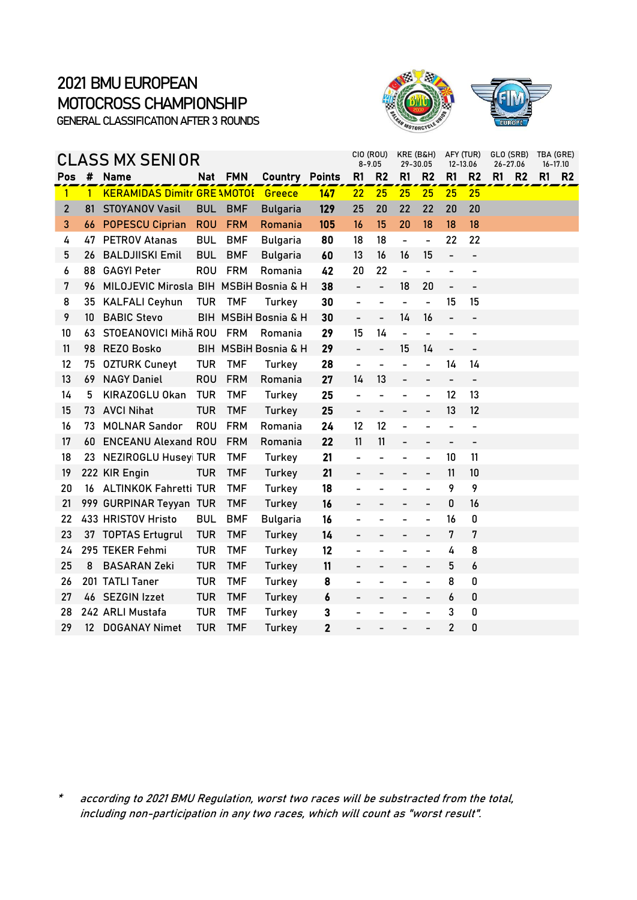# 2021 BMU EUROPEAN MOTOCROSS CHAMPIONSHIP

GENERAL CLASSIFICATION AFTER 3 ROUNDS

## CLASS MX SENIOR

| Pos | # | Name | Nat | FMN | Country | Points | CIO (ROU) 8-9.05 | | KRE (B&H) 29-30.05 | | AFY (TUR) 12-13.06 | | GLO (SRB) 26-27.06 | | TBA (GRE) 16-17.10 | |
|---|---|---|---|---|---|---|---|---|---|---|---|---|---|---|---|---|
| | | | | | | | R1 | R2 | R1 | R2 | R1 | R2 | R1 | R2 | R1 | R2 |
| 1 | 1 | KERAMIDAS Dimitr | GRE | AMOTOE | Greece | 147 | 22 | 25 | 25 | 25 | 25 | 25 | | | | |
| 2 | 81 | STOYANOV Vasil | BUL | BMF | Bulgaria | 129 | 25 | 20 | 22 | 22 | 20 | 20 | | | | |
| 3 | 66 | POPESCU Ciprian | ROU | FRM | Romania | 105 | 16 | 15 | 20 | 18 | 18 | 18 | | | | |
| 4 | 47 | PETROV Atanas | BUL | BMF | Bulgaria | 80 | 18 | 18 | - | - | 22 | 22 | | | | |
| 5 | 26 | BALDJIISKI Emil | BUL | BMF | Bulgaria | 60 | 13 | 16 | 16 | 15 | - | - | | | | |
| 6 | 88 | GAGYI Peter | ROU | FRM | Romania | 42 | 20 | 22 | - | - | - | - | | | | |
| 7 | 96 | MILOJEVIC Mirosla | BIH | MSBiH | Bosnia & H | 38 | - | - | 18 | 20 | - | - | | | | |
| 8 | 35 | KALFALI Ceyhun | TUR | TMF | Turkey | 30 | - | - | - | - | 15 | 15 | | | | |
| 9 | 10 | BABIC Stevo | BIH | MSBiH | Bosnia & H | 30 | - | - | 14 | 16 | - | - | | | | |
| 10 | 63 | STOEANOVICI Mihă | ROU | FRM | Romania | 29 | 15 | 14 | - | - | - | - | | | | |
| 11 | 98 | REZO Bosko | BIH | MSBiH | Bosnia & H | 29 | - | - | 15 | 14 | - | - | | | | |
| 12 | 75 | OZTURK Cuneyt | TUR | TMF | Turkey | 28 | - | - | - | - | 14 | 14 | | | | |
| 13 | 69 | NAGY Daniel | ROU | FRM | Romania | 27 | 14 | 13 | - | - | - | - | | | | |
| 14 | 5 | KIRAZOGLU Okan | TUR | TMF | Turkey | 25 | - | - | - | - | 12 | 13 | | | | |
| 15 | 73 | AVCI Nihat | TUR | TMF | Turkey | 25 | - | - | - | - | 13 | 12 | | | | |
| 16 | 73 | MOLNAR Sandor | ROU | FRM | Romania | 24 | 12 | 12 | - | - | - | - | | | | |
| 17 | 60 | ENCEANU Alexand | ROU | FRM | Romania | 22 | 11 | 11 | - | - | - | - | | | | |
| 18 | 23 | NEZIROGLU Husey | TUR | TMF | Turkey | 21 | - | - | - | - | 10 | 11 | | | | |
| 19 | 222 | KIR Engin | TUR | TMF | Turkey | 21 | - | - | - | - | 11 | 10 | | | | |
| 20 | 16 | ALTINKOK Fahretti | TUR | TMF | Turkey | 18 | - | - | - | - | 9 | 9 | | | | |
| 21 | 999 | GURPINAR Teyyan | TUR | TMF | Turkey | 16 | - | - | - | - | 0 | 16 | | | | |
| 22 | 433 | HRISTOV Hristo | BUL | BMF | Bulgaria | 16 | - | - | - | - | 16 | 0 | | | | |
| 23 | 37 | TOPTAS Ertugrul | TUR | TMF | Turkey | 14 | - | - | - | - | 7 | 7 | | | | |
| 24 | 295 | TEKER Fehmi | TUR | TMF | Turkey | 12 | - | - | - | - | 4 | 8 | | | | |
| 25 | 8 | BASARAN Zeki | TUR | TMF | Turkey | 11 | - | - | - | - | 5 | 6 | | | | |
| 26 | 201 | TATLI Taner | TUR | TMF | Turkey | 8 | - | - | - | - | 8 | 0 | | | | |
| 27 | 46 | SEZGIN Izzet | TUR | TMF | Turkey | 6 | - | - | - | - | 6 | 0 | | | | |
| 28 | 242 | ARLI Mustafa | TUR | TMF | Turkey | 3 | - | - | - | - | 3 | 0 | | | | |
| 29 | 12 | DOGANAY Nimet | TUR | TMF | Turkey | 2 | - | - | - | - | 2 | 0 | | | | |

\* *according to 2021 BMU Regulation, worst two races will be substracted from the total, including non-participation in any two races, which will count as "worst result".*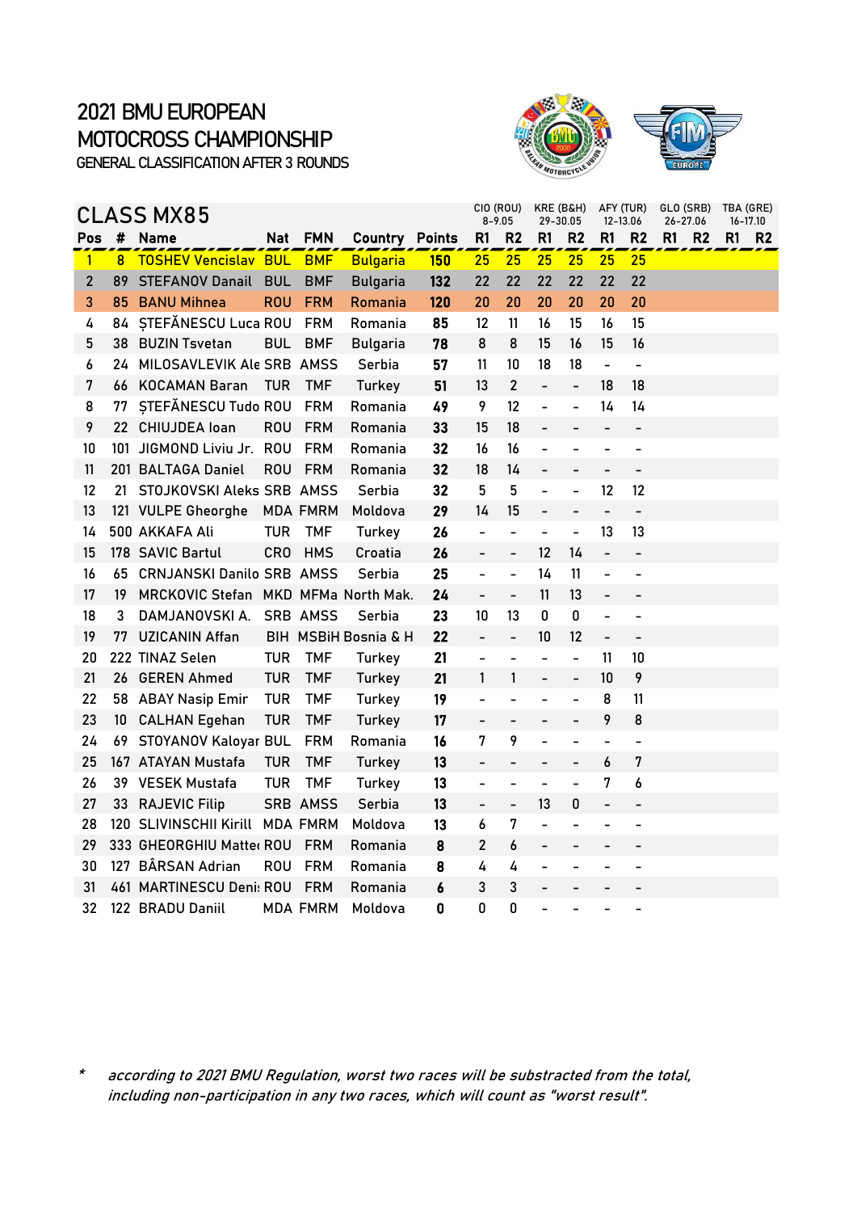# 2021 BMU EUROPEAN MOTOCROSS CHAMPIONSHIP

GENERAL CLASSIFICATION AFTER 3 ROUNDS

## CLASS MX85

| Pos | # | Name | Nat | FMN | Country | Points | CIO (ROU) 8-9.05 | | KRE (B&H) 29-30.05 | | AFY (TUR) 12-13.06 | | GLO (SRB) 26-27.06 | | TBA (GRE) 16-17.10 | |
|---|---|---|---|---|---|---|---|---|---|---|---|---|---|---|---|---|
| | | | | | | | R1 | R2 | R1 | R2 | R1 | R2 | R1 | R2 | R1 | R2 |
| 1 | 8 | TOSHEV Vencislav | BUL | BMF | Bulgaria | 150 | 25 | 25 | 25 | 25 | 25 | 25 | | | | |
| 2 | 89 | STEFANOV Danail | BUL | BMF | Bulgaria | 132 | 22 | 22 | 22 | 22 | 22 | 22 | | | | |
| 3 | 85 | BANU Mihnea | ROU | FRM | Romania | 120 | 20 | 20 | 20 | 20 | 20 | 20 | | | | |
| 4 | 84 | ȘTEFĂNESCU Luca | ROU | FRM | Romania | 85 | 12 | 11 | 16 | 15 | 16 | 15 | | | | |
| 5 | 38 | BUZIN Tsvetan | BUL | BMF | Bulgaria | 78 | 8 | 8 | 15 | 16 | 15 | 16 | | | | |
| 6 | 24 | MILOSAVLEVIK Ale | SRB | AMSS | Serbia | 57 | 11 | 10 | 18 | 18 | - | - | | | | |
| 7 | 66 | KOCAMAN Baran | TUR | TMF | Turkey | 51 | 13 | 2 | - | - | 18 | 18 | | | | |
| 8 | 77 | ȘTEFĂNESCU Tudo | ROU | FRM | Romania | 49 | 9 | 12 | - | - | 14 | 14 | | | | |
| 9 | 22 | CHIUJDEA Ioan | ROU | FRM | Romania | 33 | 15 | 18 | - | - | - | - | | | | |
| 10 | 101 | JIGMOND Liviu Jr. | ROU | FRM | Romania | 32 | 16 | 16 | - | - | - | - | | | | |
| 11 | 201 | BALTAGA Daniel | ROU | FRM | Romania | 32 | 18 | 14 | - | - | - | - | | | | |
| 12 | 21 | STOJKOVSKI Aleks | SRB | AMSS | Serbia | 32 | 5 | 5 | - | - | 12 | 12 | | | | |
| 13 | 121 | VULPE Gheorghe | MDA | FMRM | Moldova | 29 | 14 | 15 | - | - | - | - | | | | |
| 14 | 500 | AKKAFA Ali | TUR | TMF | Turkey | 26 | - | - | - | - | 13 | 13 | | | | |
| 15 | 178 | SAVIC Bartul | CRO | HMS | Croatia | 26 | - | - | 12 | 14 | - | - | | | | |
| 16 | 65 | CRNJANSKI Danilo | SRB | AMSS | Serbia | 25 | - | - | 14 | 11 | - | - | | | | |
| 17 | 19 | MRCKOVIC Stefan | MKD | MFMa | North Mak. | 24 | - | - | 11 | 13 | - | - | | | | |
| 18 | 3 | DAMJANOVSKI A. | SRB | AMSS | Serbia | 23 | 10 | 13 | 0 | 0 | - | - | | | | |
| 19 | 77 | UZICANIN Affan | BIH | MSBiH | Bosnia & H | 22 | - | - | 10 | 12 | - | - | | | | |
| 20 | 222 | TINAZ Selen | TUR | TMF | Turkey | 21 | - | - | - | - | 11 | 10 | | | | |
| 21 | 26 | GEREN Ahmed | TUR | TMF | Turkey | 21 | 1 | 1 | - | - | 10 | 9 | | | | |
| 22 | 58 | ABAY Nasip Emir | TUR | TMF | Turkey | 19 | - | - | - | - | 8 | 11 | | | | |
| 23 | 10 | CALHAN Egehan | TUR | TMF | Turkey | 17 | - | - | - | - | 9 | 8 | | | | |
| 24 | 69 | STOYANOV Kaloyar | BUL | FRM | Romania | 16 | 7 | 9 | - | - | - | - | | | | |
| 25 | 167 | ATAYAN Mustafa | TUR | TMF | Turkey | 13 | - | - | - | - | 6 | 7 | | | | |
| 26 | 39 | VESEK Mustafa | TUR | TMF | Turkey | 13 | - | - | - | - | 7 | 6 | | | | |
| 27 | 33 | RAJEVIC Filip | SRB | AMSS | Serbia | 13 | - | - | 13 | 0 | - | - | | | | |
| 28 | 120 | SLIVINSCHII Kirill | MDA | FMRM | Moldova | 13 | 6 | 7 | - | - | - | - | | | | |
| 29 | 333 | GHEORGHIU Matte | ROU | FRM | Romania | 8 | 2 | 6 | - | - | - | - | | | | |
| 30 | 127 | BÂRSAN Adrian | ROU | FRM | Romania | 8 | 4 | 4 | - | - | - | - | | | | |
| 31 | 461 | MARTINESCU Deni | ROU | FRM | Romania | 6 | 3 | 3 | - | - | - | - | | | | |
| 32 | 122 | BRADU Daniil | MDA | FMRM | Moldova | 0 | 0 | 0 | - | - | - | - | | | | |

\* according to 2021 BMU Regulation, worst two races will be substracted from the total, including non-participation in any two races, which will count as "worst result".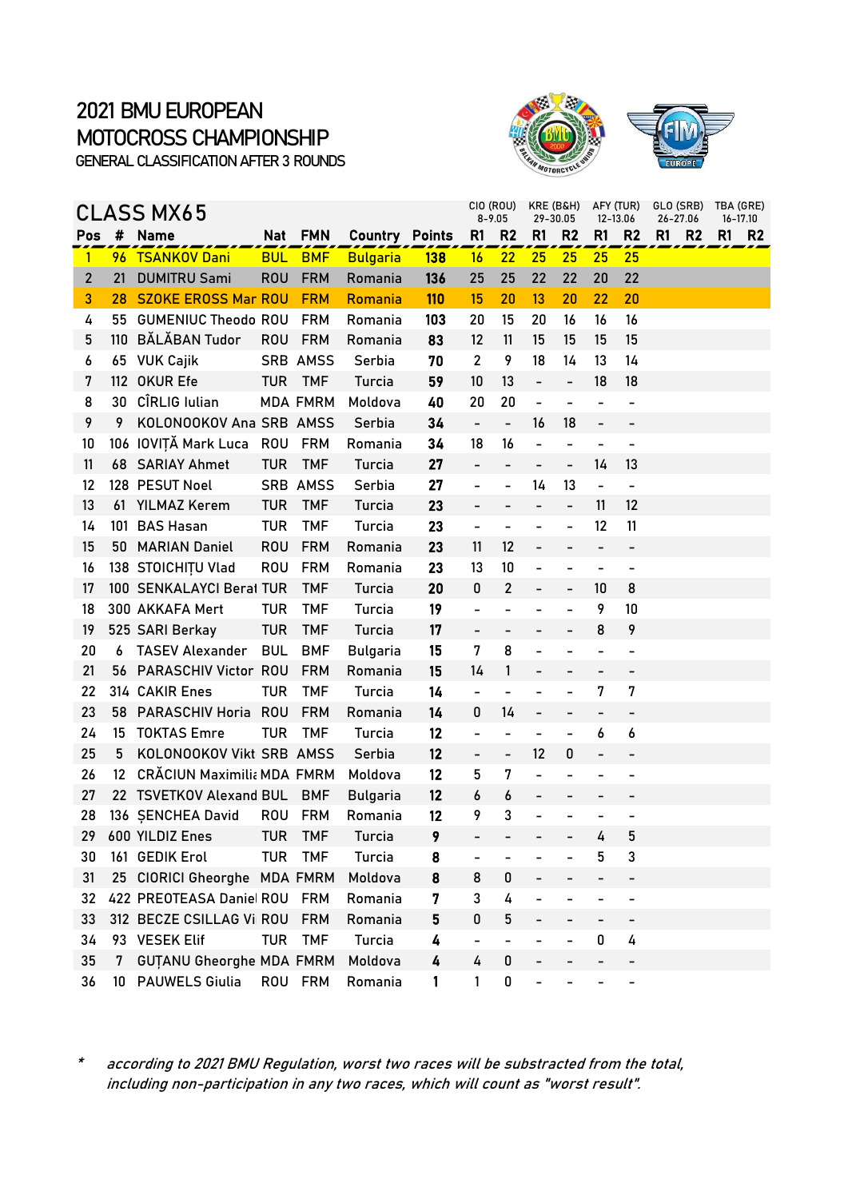# 2021 BMU EUROPEAN MOTOCROSS CHAMPIONSHIP

GENERAL CLASSIFICATION AFTER 3 ROUNDS

## CLASS MX65

| Pos | # | Name | Nat | FMN | Country | Points | CIO (ROU) 8-9.05 R1 | CIO (ROU) 8-9.05 R2 | KRE (B&H) 29-30.05 R1 | KRE (B&H) 29-30.05 R2 | AFY (TUR) 12-13.06 R1 | AFY (TUR) 12-13.06 R2 | GLO (SRB) 26-27.06 R1 | GLO (SRB) 26-27.06 R2 | TBA (GRE) 16-17.10 R1 | TBA (GRE) 16-17.10 R2 |
|---|---|---|---|---|---|---|---|---|---|---|---|---|---|---|---|---|
| 1 | 96 | TSANKOV Dani | BUL | BMF | Bulgaria | 138 | 16 | 22 | 25 | 25 | 25 | 25 | | | | |
| 2 | 21 | DUMITRU Sami | ROU | FRM | Romania | 136 | 25 | 25 | 22 | 22 | 20 | 22 | | | | |
| 3 | 28 | SZOKE EROSS Mar | ROU | FRM | Romania | 110 | 15 | 20 | 13 | 20 | 22 | 20 | | | | |
| 4 | 55 | GUMENIUC Theodo | ROU | FRM | Romania | 103 | 20 | 15 | 20 | 16 | 16 | 16 | | | | |
| 5 | 110 | BĂLĂBAN Tudor | ROU | FRM | Romania | 83 | 12 | 11 | 15 | 15 | 15 | 15 | | | | |
| 6 | 65 | VUK Cajik | SRB | AMSS | Serbia | 70 | 2 | 9 | 18 | 14 | 13 | 14 | | | | |
| 7 | 112 | OKUR Efe | TUR | TMF | Turcia | 59 | 10 | 13 | - | - | 18 | 18 | | | | |
| 8 | 30 | CÎRLIG Iulian | MDA | FMRM | Moldova | 40 | 20 | 20 | - | - | - | - | | | | |
| 9 | 9 | KOLONOOKOV Ana | SRB | AMSS | Serbia | 34 | - | - | 16 | 18 | - | - | | | | |
| 10 | 106 | IOVIȚĂ Mark Luca | ROU | FRM | Romania | 34 | 18 | 16 | - | - | - | - | | | | |
| 11 | 68 | SARIAY Ahmet | TUR | TMF | Turcia | 27 | - | - | - | - | 14 | 13 | | | | |
| 12 | 128 | PESUT Noel | SRB | AMSS | Serbia | 27 | - | - | 14 | 13 | - | - | | | | |
| 13 | 61 | YILMAZ Kerem | TUR | TMF | Turcia | 23 | - | - | - | - | 11 | 12 | | | | |
| 14 | 101 | BAS Hasan | TUR | TMF | Turcia | 23 | - | - | - | - | 12 | 11 | | | | |
| 15 | 50 | MARIAN Daniel | ROU | FRM | Romania | 23 | 11 | 12 | - | - | - | - | | | | |
| 16 | 138 | STOICHIȚU Vlad | ROU | FRM | Romania | 23 | 13 | 10 | - | - | - | - | | | | |
| 17 | 100 | SENKALAYCI Berat | TUR | TMF | Turcia | 20 | 0 | 2 | - | - | 10 | 8 | | | | |
| 18 | 300 | AKKAFA Mert | TUR | TMF | Turcia | 19 | - | - | - | - | 9 | 10 | | | | |
| 19 | 525 | SARI Berkay | TUR | TMF | Turcia | 17 | - | - | - | - | 8 | 9 | | | | |
| 20 | 6 | TASEV Alexander | BUL | BMF | Bulgaria | 15 | 7 | 8 | - | - | - | - | | | | |
| 21 | 56 | PARASCHIV Victor | ROU | FRM | Romania | 15 | 14 | 1 | - | - | - | - | | | | |
| 22 | 314 | CAKIR Enes | TUR | TMF | Turcia | 14 | - | - | - | - | 7 | 7 | | | | |
| 23 | 58 | PARASCHIV Horia | ROU | FRM | Romania | 14 | 0 | 14 | - | - | - | - | | | | |
| 24 | 15 | TOKTAS Emre | TUR | TMF | Turcia | 12 | - | - | - | - | 6 | 6 | | | | |
| 25 | 5 | KOLONOOKOV Vikt | SRB | AMSS | Serbia | 12 | - | - | 12 | 0 | - | - | | | | |
| 26 | 12 | CRĂCIUN Maximili | MDA | FMRM | Moldova | 12 | 5 | 7 | - | - | - | - | | | | |
| 27 | 22 | TSVETKOV Alexand | BUL | BMF | Bulgaria | 12 | 6 | 6 | - | - | - | - | | | | |
| 28 | 136 | ȘENCHEA David | ROU | FRM | Romania | 12 | 9 | 3 | - | - | - | - | | | | |
| 29 | 600 | YILDIZ Enes | TUR | TMF | Turcia | 9 | - | - | - | - | 4 | 5 | | | | |
| 30 | 161 | GEDIK Erol | TUR | TMF | Turcia | 8 | - | - | - | - | 5 | 3 | | | | |
| 31 | 25 | CIORICI Gheorghe | MDA | FMRM | Moldova | 8 | 8 | 0 | - | - | - | - | | | | |
| 32 | 422 | PREOTEASA Daniel | ROU | FRM | Romania | 7 | 3 | 4 | - | - | - | - | | | | |
| 33 | 312 | BECZE CSILLAG Vi | ROU | FRM | Romania | 5 | 0 | 5 | - | - | - | - | | | | |
| 34 | 93 | VESEK Elif | TUR | TMF | Turcia | 4 | - | - | - | - | 0 | 4 | | | | |
| 35 | 7 | GUȚANU Gheorghe | MDA | FMRM | Moldova | 4 | 4 | 0 | - | - | - | - | | | | |
| 36 | 10 | PAUWELS Giulia | ROU | FRM | Romania | 1 | 1 | 0 | - | - | - | - | | | | |

\* *according to 2021 BMU Regulation, worst two races will be substracted from the total, including non-participation in any two races, which will count as "worst result".*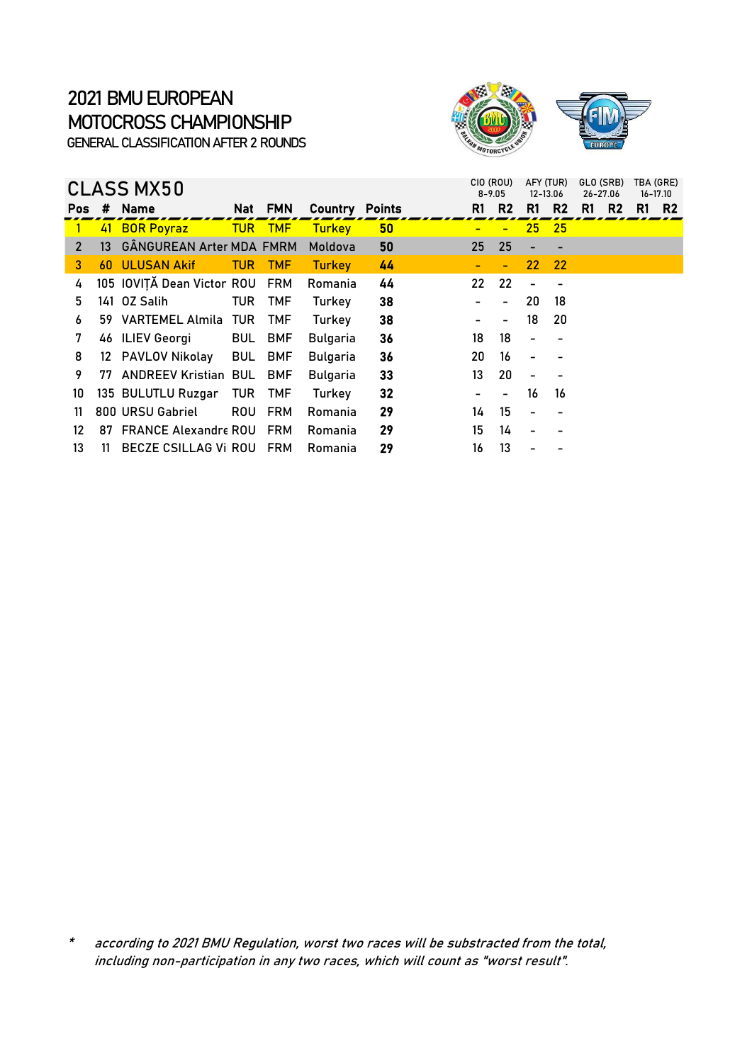# 2021 BMU EUROPEAN MOTOCROSS CHAMPIONSHIP

GENERAL CLASSIFICATION AFTER 2 ROUNDS

## CLASS MX50

| | | | | | | | CIO (ROU) 8-9.05 | | AFY (TUR) 12-13.06 | | GLO (SRB) 26-27.06 | | TBA (GRE) 16-17.10 | |
|---|---|---|---|---|---|---|---|---|---|---|---|---|---|---|
| Pos | # | Name | Nat | FMN | Country | Points | R1 | R2 | R1 | R2 | R1 | R2 | R1 | R2 |
| 1 | 41 | BOR Poyraz | TUR | TMF | Turkey | 50 | - | - | 25 | 25 | | | | |
| 2 | 13 | GÂNGUREAN Arter | MDA | FMRM | Moldova | 50 | 25 | 25 | - | - | | | | |
| 3 | 60 | ULUSAN Akif | TUR | TMF | Turkey | 44 | - | - | 22 | 22 | | | | |
| 4 | 105 | IOVIȚĂ Dean Victor | ROU | FRM | Romania | 44 | 22 | 22 | - | - | | | | |
| 5 | 141 | OZ Salih | TUR | TMF | Turkey | 38 | - | - | 20 | 18 | | | | |
| 6 | 59 | VARTEMEL Almila | TUR | TMF | Turkey | 38 | - | - | 18 | 20 | | | | |
| 7 | 46 | ILIEV Georgi | BUL | BMF | Bulgaria | 36 | 18 | 18 | - | - | | | | |
| 8 | 12 | PAVLOV Nikolay | BUL | BMF | Bulgaria | 36 | 20 | 16 | - | - | | | | |
| 9 | 77 | ANDREEV Kristian | BUL | BMF | Bulgaria | 33 | 13 | 20 | - | - | | | | |
| 10 | 135 | BULUTLU Ruzgar | TUR | TMF | Turkey | 32 | - | - | 16 | 16 | | | | |
| 11 | 800 | URSU Gabriel | ROU | FRM | Romania | 29 | 14 | 15 | - | - | | | | |
| 12 | 87 | FRANCE Alexandre | ROU | FRM | Romania | 29 | 15 | 14 | - | - | | | | |
| 13 | 11 | BECZE CSILLAG Vi | ROU | FRM | Romania | 29 | 16 | 13 | - | - | | | | |

\* *according to 2021 BMU Regulation, worst two races will be substracted from the total, including non-participation in any two races, which will count as "worst result".*